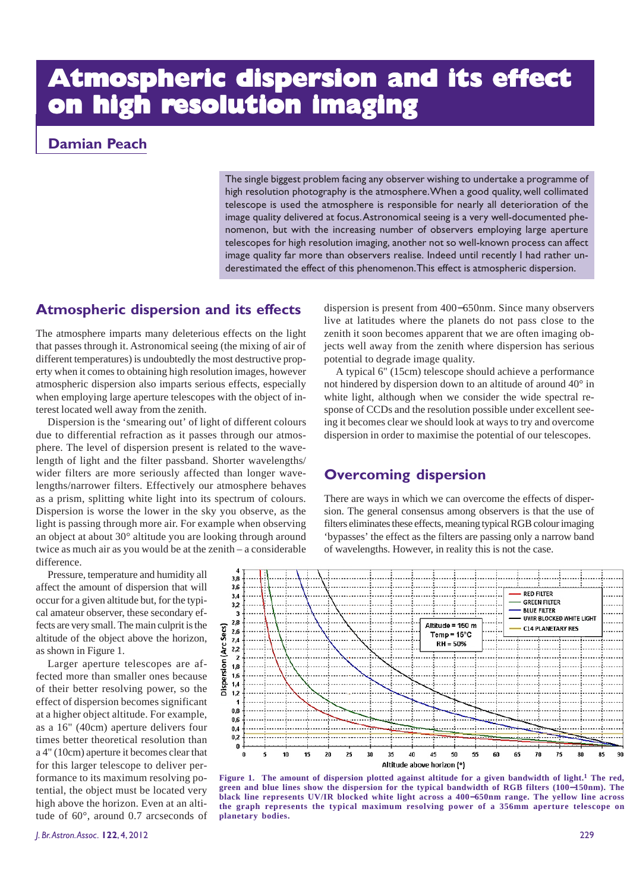# Atmospheric dispersion and its effect on high resolution imaging

**Damian Peach**

The single biggest problem facing any observer wishing to undertake a programme of high resolution photography is the atmosphere. When a good quality, well collimated telescope is used the atmosphere is responsible for nearly all deterioration of the image quality delivered at focus. Astronomical seeing is a very well-documented phenomenon, but with the increasing number of observers employing large aperture telescopes for high resolution imaging, another not so well-known process can affect image quality far more than observers realise. Indeed until recently I had rather underestimated the effect of this phenomenon. This effect is atmospheric dispersion.

## Atmospheric dispersion and its effects

The atmosphere imparts many deleterious effects on the light that passes through it. Astronomical seeing (the mixing of air of different temperatures) is undoubtedly the most destructive property when it comes to obtaining high resolution images, however atmospheric dispersion also imparts serious effects, especially when employing large aperture telescopes with the object of interest located well away from the zenith.

Dispersion is the 'smearing out' of light of different colours due to differential refraction as it passes through our atmosphere. The level of dispersion present is related to the wavelength of light and the filter passband. Shorter wavelengths/wider filters are more seriously affected than longer wavelengths/narrower filters. Effectively our atmosphere behaves as a prism, splitting white light into its spectrum of colours. Dispersion is worse the lower in the sky you observe, as the light is passing through more air. For example when observing an object at about 30° altitude you are looking through around twice as much air as you would be at the zenith – a considerable difference.

Pressure, temperature and humidity all affect the amount of dispersion that will occur for a given altitude but, for the typical amateur observer, these secondary effects are very small. The main culprit is the altitude of the object above the horizon, as shown in Figure 1.

Larger aperture telescopes are affected more than smaller ones because of their better resolving power, so the effect of dispersion becomes significant at a higher object altitude. For example, as a 16" (40cm) aperture delivers four times better theoretical resolution than a 4" (10cm) aperture it becomes clear that for this larger telescope to deliver performance to its maximum resolving potential, the object must be located very high above the horizon. Even at an altitude of 60°, around 0.7 arcseconds of dispersion is present from 400–650nm. Since many observers live at latitudes where the planets do not pass close to the zenith it soon becomes apparent that we are often imaging objects well away from the zenith where dispersion has serious potential to degrade image quality.

A typical 6" (15cm) telescope should achieve a performance not hindered by dispersion down to an altitude of around 40° in white light, although when we consider the wide spectral response of CCDs and the resolution possible under excellent seeing it becomes clear we should look at ways to try and overcome dispersion in order to maximise the potential of our telescopes.

## Overcoming dispersion

There are ways in which we can overcome the effects of dispersion. The general consensus among observers is that the use of filters eliminates these effects, meaning typical RGB colour imaging 'bypasses' the effect as the filters are passing only a narrow band of wavelengths. However, in reality this is not the case.

**Figure 1. The amount of dispersion plotted against altitude for a given bandwidth of light.[1] The red, green and blue lines show the dispersion for the typical bandwidth of RGB filters (100–150nm). The black line represents UV/IR blocked white light across a 400–650nm range. The yellow line across the graph represents the typical maximum resolving power of a 356mm aperture telescope on planetary bodies.**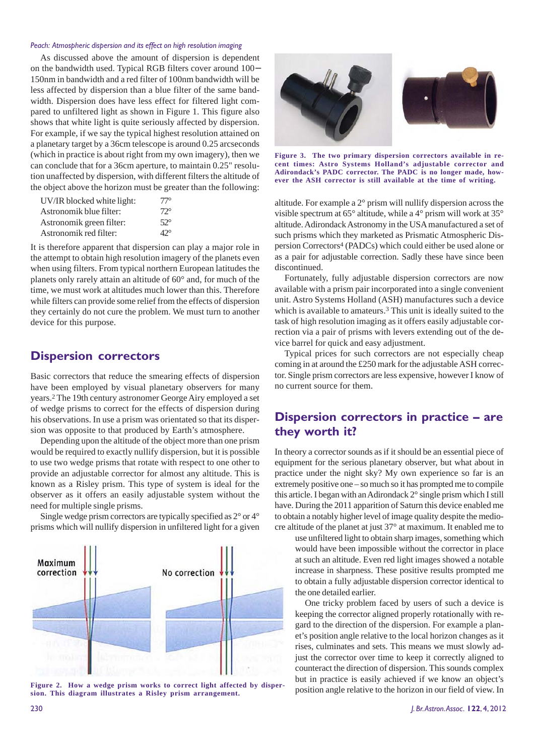As discussed above the amount of dispersion is dependent on the bandwidth used. Typical RGB filters cover around 100–150nm in bandwidth and a red filter of 100nm bandwidth will be less affected by dispersion than a blue filter of the same bandwidth. Dispersion does have less effect for filtered light compared to unfiltered light as shown in Figure 1. This figure also shows that white light is quite seriously affected by dispersion. For example, if we say the typical highest resolution attained on a planetary target by a 36cm telescope is around 0.25 arcseconds (which in practice is about right from my own imagery), then we can conclude that for a 36cm aperture, to maintain 0.25" resolution unaffected by dispersion, with different filters the altitude of the object above the horizon must be greater than the following:

| | |
|---|---|
| UV/IR blocked white light: | 77° |
| Astronomik blue filter: | 72° |
| Astronomik green filter: | 52° |
| Astronomik red filter: | 42° |

It is therefore apparent that dispersion can play a major role in the attempt to obtain high resolution imagery of the planets even when using filters. From typical northern European latitudes the planets only rarely attain an altitude of 60° and, for much of the time, we must work at altitudes much lower than this. Therefore while filters can provide some relief from the effects of dispersion they certainly do not cure the problem. We must turn to another device for this purpose.

## Dispersion correctors

Basic correctors that reduce the smearing effects of dispersion have been employed by visual planetary observers for many years.[2] The 19th century astronomer George Airy employed a set of wedge prisms to correct for the effects of dispersion during his observations. In use a prism was orientated so that its dispersion was opposite to that produced by Earth's atmosphere.

Depending upon the altitude of the object more than one prism would be required to exactly nullify dispersion, but it is possible to use two wedge prisms that rotate with respect to one other to provide an adjustable corrector for almost any altitude. This is known as a Risley prism. This type of system is ideal for the observer as it offers an easily adjustable system without the need for multiple single prisms.

Single wedge prism correctors are typically specified as 2° or 4° prisms which will nullify dispersion in unfiltered light for a given altitude. For example a 2° prism will nullify dispersion across the visible spectrum at 65° altitude, while a 4° prism will work at 35° altitude. Adirondack Astronomy in the USA manufactured a set of such prisms which they marketed as Prismatic Atmospheric Dispersion Correctors[4] (PADCs) which could either be used alone or as a pair for adjustable correction. Sadly these have since been discontinued.

Figure 2. How a wedge prism works to correct light affected by dispersion. This diagram illustrates a Risley prism arrangement.

Figure 3. The two primary dispersion correctors available in recent times: Astro Systems Holland's adjustable corrector and Adirondack's PADC corrector. The PADC is no longer made, however the ASH corrector is still available at the time of writing.

Fortunately, fully adjustable dispersion correctors are now available with a prism pair incorporated into a single convenient unit. Astro Systems Holland (ASH) manufactures such a device which is available to amateurs.[3] This unit is ideally suited to the task of high resolution imaging as it offers easily adjustable correction via a pair of prisms with levers extending out of the device barrel for quick and easy adjustment.

Typical prices for such correctors are not especially cheap coming in at around the £250 mark for the adjustable ASH corrector. Single prism correctors are less expensive, however I know of no current source for them.

## Dispersion correctors in practice – are they worth it?

In theory a corrector sounds as if it should be an essential piece of equipment for the serious planetary observer, but what about in practice under the night sky? My own experience so far is an extremely positive one – so much so it has prompted me to compile this article. I began with an Adirondack 2° single prism which I still have. During the 2011 apparition of Saturn this device enabled me to obtain a notably higher level of image quality despite the mediocre altitude of the planet at just 37° at maximum. It enabled me to use unfiltered light to obtain sharp images, something which would have been impossible without the corrector in place at such an altitude. Even red light images showed a notable increase in sharpness. These positive results prompted me to obtain a fully adjustable dispersion corrector identical to the one detailed earlier.

One tricky problem faced by users of such a device is keeping the corrector aligned properly rotationally with regard to the direction of the dispersion. For example a planet's position angle relative to the local horizon changes as it rises, culminates and sets. This means we must slowly adjust the corrector over time to keep it correctly aligned to counteract the direction of dispersion. This sounds complex but in practice is easily achieved if we know an object's position angle relative to the horizon in our field of view. In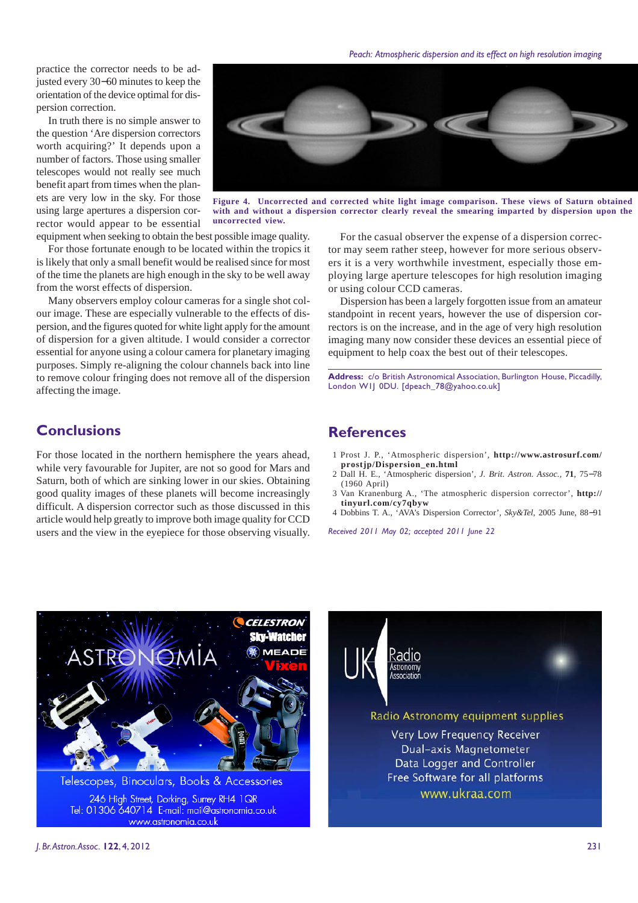practice the corrector needs to be adjusted every 30–60 minutes to keep the orientation of the device optimal for dispersion correction.

In truth there is no simple answer to the question 'Are dispersion correctors worth acquiring?' It depends upon a number of factors. Those using smaller telescopes would not really see much benefit apart from times when the planets are very low in the sky. For those using large apertures a dispersion corrector would appear to be essential equipment when seeking to obtain the best possible image quality.

For those fortunate enough to be located within the tropics it is likely that only a small benefit would be realised since for most of the time the planets are high enough in the sky to be well away from the worst effects of dispersion.

Many observers employ colour cameras for a single shot colour image. These are especially vulnerable to the effects of dispersion, and the figures quoted for white light apply for the amount of dispersion for a given altitude. I would consider a corrector essential for anyone using a colour camera for planetary imaging purposes. Simply re-aligning the colour channels back into line to remove colour fringing does not remove all of the dispersion affecting the image.

**Figure 4. Uncorrected and corrected white light image comparison. These views of Saturn obtained with and without a dispersion corrector clearly reveal the smearing imparted by dispersion upon the uncorrected view.**

For the casual observer the expense of a dispersion corrector may seem rather steep, however for more serious observers it is a very worthwhile investment, especially those employing large aperture telescopes for high resolution imaging or using colour CCD cameras.

Dispersion has been a largely forgotten issue from an amateur standpoint in recent years, however the use of dispersion correctors is on the increase, and in the age of very high resolution imaging many now consider these devices an essential piece of equipment to help coax the best out of their telescopes.

**Address:** c/o British Astronomical Association, Burlington House, Piccadilly, London W1J 0DU. [dpeach_78@yahoo.co.uk]

## Conclusions

For those located in the northern hemisphere the years ahead, while very favourable for Jupiter, are not so good for Mars and Saturn, both of which are sinking lower in our skies. Obtaining good quality images of these planets will become increasingly difficult. A dispersion corrector such as those discussed in this article would help greatly to improve both image quality for CCD users and the view in the eyepiece for those observing visually.

## References

1. Prost J. P., 'Atmospheric dispersion', **http://www.astrosurf.com/prostjp/Dispersion_en.html**
2. Dall H. E., 'Atmospheric dispersion', *J. Brit. Astron. Assoc.*, **71**, 75–78 (1960 April)
3. Van Kranenburg A., 'The atmospheric dispersion corrector', **http://tinyurl.com/cy7qbyw**
4. Dobbins T. A., 'AVA's Dispersion Corrector', *Sky&Tel*, 2005 June, 88–91

*Received 2011 May 02; accepted 2011 June 22*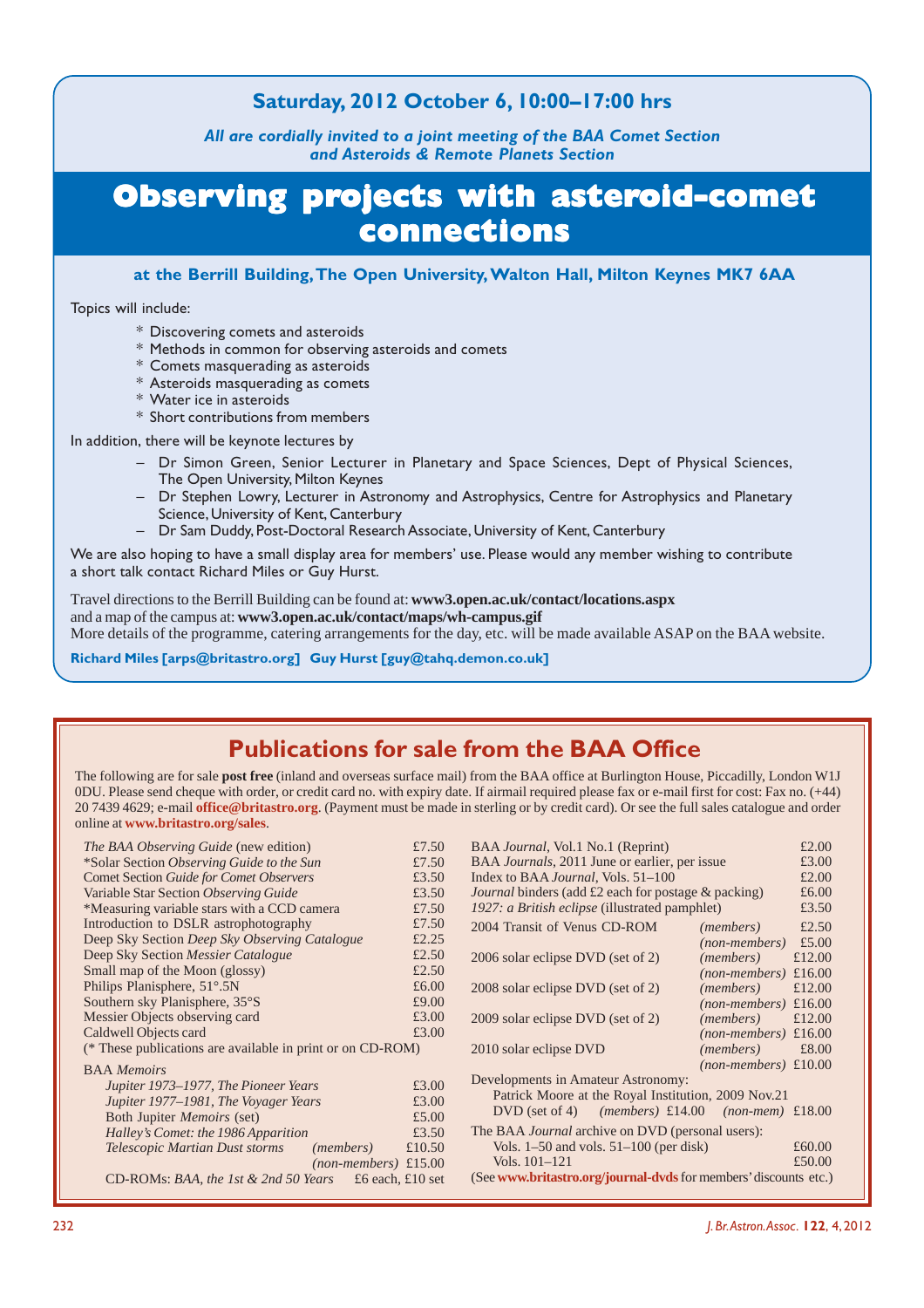**Saturday, 2012 October 6, 10:00–17:00 hrs**

*All are cordially invited to a joint meeting of the BAA Comet Section and Asteroids & Remote Planets Section*

# Observing projects with asteroid-comet connections

**at the Berrill Building, The Open University, Walton Hall, Milton Keynes MK7 6AA**

Topics will include:

* Discovering comets and asteroids
* Methods in common for observing asteroids and comets
* Comets masquerading as asteroids
* Asteroids masquerading as comets
* Water ice in asteroids
* Short contributions from members

In addition, there will be keynote lectures by

- Dr Simon Green, Senior Lecturer in Planetary and Space Sciences, Dept of Physical Sciences, The Open University, Milton Keynes
- Dr Stephen Lowry, Lecturer in Astronomy and Astrophysics, Centre for Astrophysics and Planetary Science, University of Kent, Canterbury
- Dr Sam Duddy, Post-Doctoral Research Associate, University of Kent, Canterbury

We are also hoping to have a small display area for members' use. Please would any member wishing to contribute a short talk contact Richard Miles or Guy Hurst.

Travel directions to the Berrill Building can be found at: **www3.open.ac.uk/contact/locations.aspx**
and a map of the campus at: **www3.open.ac.uk/contact/maps/wh-campus.gif**
More details of the programme, catering arrangements for the day, etc. will be made available ASAP on the BAA website.

**Richard Miles [arps@britastro.org] Guy Hurst [guy@tahq.demon.co.uk]**

## Publications for sale from the BAA Office

The following are for sale **post free** (inland and overseas surface mail) from the BAA office at Burlington House, Piccadilly, London W1J 0DU. Please send cheque with order, or credit card no. with expiry date. If airmail required please fax or e-mail first for cost: Fax no. (+44) 20 7439 4629; e-mail **office@britastro.org**. (Payment must be made in sterling or by credit card). Or see the full sales catalogue and order online at **www.britastro.org/sales**.

| | | |
|---|---|---|
| *The BAA Observing Guide* (new edition) | | £7.50 |
| *Solar Section *Observing Guide to the Sun* | | £7.50 |
| Comet Section *Guide for Comet Observers* | | £3.50 |
| Variable Star Section *Observing Guide* | | £3.50 |
| *Measuring variable stars with a CCD camera | | £7.50 |
| Introduction to DSLR astrophotography | | £7.50 |
| Deep Sky Section *Deep Sky Observing Catalogue* | | £2.25 |
| Deep Sky Section *Messier Catalogue* | | £2.50 |
| Small map of the Moon (glossy) | | £2.50 |
| Philips Planisphere, 51°.5N | | £6.00 |
| Southern sky Planisphere, 35°S | | £9.00 |
| Messier Objects observing card | | £3.00 |
| Caldwell Objects card | | £3.00 |
| (* These publications are available in print or on CD-ROM) | | |
| BAA *Memoirs* | | |
| *Jupiter 1973–1977, The Pioneer Years* | | £3.00 |
| *Jupiter 1977–1981, The Voyager Years* | | £3.00 |
| Both Jupiter *Memoirs* (set) | | £5.00 |
| *Halley's Comet: the 1986 Apparition* | | £3.50 |
| *Telescopic Martian Dust storms* | *(members)* | £10.50 |
| | *(non-members)* | £15.00 |
| CD-ROMs: *BAA, the 1st & 2nd 50 Years* | | £6 each, £10 set |

| | | |
|---|---|---|
| BAA *Journal*, Vol.1 No.1 (Reprint) | | £2.00 |
| BAA *Journals*, 2011 June or earlier, per issue | | £3.00 |
| Index to BAA *Journal*, Vols. 51–100 | | £2.00 |
| *Journal* binders (add £2 each for postage & packing) | | £6.00 |
| *1927: a British eclipse* (illustrated pamphlet) | | £3.50 |
| 2004 Transit of Venus CD-ROM | *(members)* | £2.50 |
| | *(non-members)* | £5.00 |
| 2006 solar eclipse DVD (set of 2) | *(members)* | £12.00 |
| | *(non-members)* | £16.00 |
| 2008 solar eclipse DVD (set of 2) | *(members)* | £12.00 |
| | *(non-members)* | £16.00 |
| 2009 solar eclipse DVD (set of 2) | *(members)* | £12.00 |
| | *(non-members)* | £16.00 |
| 2010 solar eclipse DVD | *(members)* | £8.00 |
| | *(non-members)* | £10.00 |
| Developments in Amateur Astronomy: Patrick Moore at the Royal Institution, 2009 Nov.21 | | |
| DVD (set of 4) | *(members)* £14.00 | *(non-mem)* £18.00 |
| The BAA *Journal* archive on DVD (personal users): | | |
| Vols. 1–50 and vols. 51–100 (per disk) | | £60.00 |
| Vols. 101–121 | | £50.00 |

(See **www.britastro.org/journal-dvds** for members' discounts etc.)